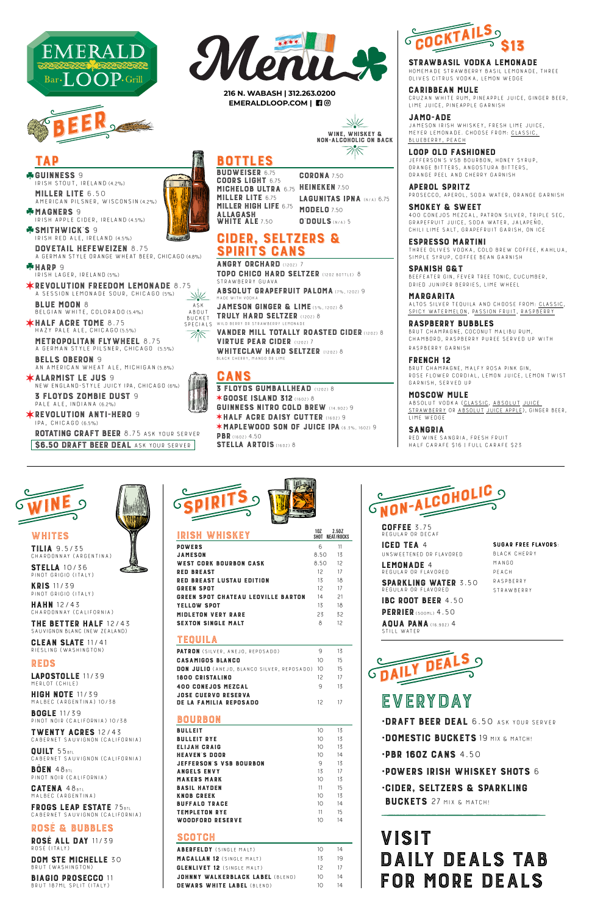# EMERALD LOOP Bar · Grill

# Menu

216 N. WABASH | 312.263.0200
EMERALDLOOP.COM

WINE, WHISKEY & NON-ALCOHOLIC ON BACK

## BEER

### TAP

- ♣ **GUINNESS** 9 — IRISH STOUT, IRELAND (4.2%)
- **MILLER LITE** 6.50 — AMERICAN PILSNER, WISCONSIN (4.2%)
- ♣ **MAGNERS** 9 — IRISH APPLE CIDER, IRELAND (4.5%)
- ♣ **SMITHWICK'S** 9 — IRISH RED ALE, IRELAND (4.5%)
- **DOVETAIL HEFEWEIZEN** 8.75 — A GERMAN STYLE ORANGE WHEAT BEER, CHICAGO (4.8%)
- ♣ **HARP** 9 — IRISH LAGER, IRELAND (5%)
- ✶ **REVOLUTION FREEDOM LEMONADE** 8.75 — A SESSION LEMONADE SOUR, CHICAGO (5%)
- **BLUE MOON** 8 — BELGIAN WHITE, COLORADO (5.4%)
- ✶ **HALF ACRE TOME** 8.75 — HAZY PALE ALE, CHICAGO (5.5%)
- **METROPOLITAN FLYWHEEL** 8.75 — A GERMAN STYLE PILSNER, CHICAGO (5.5%)
- **BELLS OBERON** 9 — AN AMERICAN WHEAT ALE, MICHIGAN (5.8%)
- ✶ **ALARMIST LE JUS** 9 — NEW ENGLAND-STYLE JUICY IPA, CHICAGO (6%)
- **3 FLOYDS ZOMBIE DUST** 9 — PALE ALE, INDIANA (6.2%)
- ✶ **REVOLUTION ANTI-HERO** 9 — IPA, CHICAGO (6.5%)
- **ROTATING CRAFT BEER** 8.75 ASK YOUR SERVER

**$6.50 DRAFT BEER DEAL** ASK YOUR SERVER

ASK ABOUT BUCKET SPECIALS

### BOTTLES

- **BUDWEISER** 6.75
- **COORS LIGHT** 6.75
- **MICHELOB ULTRA** 6.75
- **MILLER LITE** 6.75
- **MILLER HIGH LIFE** 6.75
- **ALLAGASH WHITE ALE** 7.50
- **CORONA** 7.50
- **HEINEKEN** 7.50
- **LAGUNITAS IPNA** (N/A) 6.75
- **MODELO** 7.50
- **O'DOULS** (N/A) 5

### CIDER, SELTZERS & SPIRITS CANS

- **ANGRY ORCHARD** (12OZ) 7
- **TOPO CHICO HARD SELTZER** (12OZ BOTTLE) 8 — STRAWBERRY GUAVA
- **ABSOLUT GRAPEFRUIT PALOMA** (7%, 12OZ) 9 — MADE WITH VODKA
- **JAMESON GINGER & LIME** (5%, 12OZ) 8
- **TRULY HARD SELTZER** (12OZ) 8 — WILD BERRY OR STRAWBERRY LEMONADE
- **VANDER MILL TOTALLY ROASTED CIDER** (12OZ) 8
- **VIRTUE PEAR CIDER** (12OZ) 7
- **WHITECLAW HARD SELTZER** (12OZ) 8 — BLACK CHERRY, MANGO OR LIME

### CANS

- **3 FLOYDS GUMBALLHEAD** (12OZ) 8
- ✶ **GOOSE ISLAND 312** (16OZ) 8
- **GUINNESS NITRO COLD BREW** (14.9OZ) 9
- ✶ **HALF ACRE DAISY CUTTER** (16OZ) 9
- ✶ **MAPLEWOOD SON OF JUICE IPA** (6.3%, 16OZ) 9
- **PBR** (16OZ) 4.50
- **STELLA ARTOIS** (16OZ) 8

## COCKTAILS $13

- **STRAWBASIL VODKA LEMONADE** — HOMEMADE STRAWBERRY BASIL LEMONADE, THREE OLIVES CITRUS VODKA, LEMON WEDGE
- **CARIBBEAN MULE** — CRUZAN WHITE RUM, PINEAPPLE JUICE, GINGER BEER, LIME JUICE, PINEAPPLE GARNISH
- **JAMO-ADE** — JAMESON IRISH WHISKEY, FRESH LIME JUICE, MEYER LEMONADE. CHOOSE FROM: CLASSIC, BLUEBERRY, PEACH
- **LOOP OLD FASHIONED** — JEFFERSON'S VSB BOURBON, HONEY SYRUP, ORANGE BITTERS, ANGOSTURA BITTERS, ORANGE PEEL AND CHERRY GARNISH
- **APEROL SPRITZ** — PROSECCO, APEROL, SODA WATER, ORANGE GARNISH
- **SMOKEY & SWEET** — 400 CONEJOS MEZCAL, PATRON SILVER, TRIPLE SEC, GRAPEFRUIT JUICE, SODA WATER, JALAPEÑO, CHILI LIME SALT, GRAPEFRUIT GARISH, ON ICE
- **ESPRESSO MARTINI** — THREE OLIVES VODKA, COLD BREW COFFEE, KAHLUA, SIMPLE SYRUP, COFFEE BEAN GARNISH
- **SPANISH G&T** — BEEFEATER GIN, FEVER TREE TONIC, CUCUMBER, DRIED JUNIPER BERRIES, LIME WHEEL
- **MARGARITA** — ALTOS SILVER TEQUILA AND CHOOSE FROM: CLASSIC, SPICY WATERMELON, PASSION FRUIT, RASPBERRY
- **RASPBERRY BUBBLES** — BRUT CHAMPAGNE, COCONUT MALIBU RUM, CHAMBORD, RASPBERRY PUREE SERVED UP WITH RASPBERRY GARNISH
- **FRENCH 12** — BRUT CHAMPAGNE, MALFY ROSA PINK GIN, ROSE FLOWER CORDIAL, LEMON JUICE, LEMON TWIST GARNISH, SERVED UP
- **MOSCOW MULE** — ABSOLUT VODKA (CLASSIC, ABSOLUT JUICE STRAWBERRY OR ABSOLUT JUICE APPLE), GINGER BEER, LIME WEDGE
- **SANGRIA** — RED WINE SANGRIA, FRESH FRUIT — HALF CARAFE $16 | FULL CARAFE $23

## WINE

### WHITES

- **TILIA** 9.5/35 — CHARDONNAY (ARGENTINA)
- **STELLA** 10/36 — PINOT GRIGIO (ITALY)
- **KRIS** 11/39 — PINOT GRIGIO (ITALY)
- **HAHN** 12/43 — CHARDONNAY (CALIFORNIA)
- **THE BETTER HALF** 12/43 — SAUVIGNON BLANC (NEW ZEALAND)
- **CLEAN SLATE** 11/41 — RIESLING (WASHINGTON)

### REDS

- **LAPOSTOLLE** 11/39 — MERLOT (CHILE)
- **HIGH NOTE** 11/39 — MALBEC (ARGENTINA) 10/38
- **BOGLE** 11/39 — PINOT NOIR (CALIFORNIA) 10/38
- **TWENTY ACRES** 12/43 — CABERNET SAUVIGNON (CALIFORNIA)
- **QUILT** 55 BTL — CABERNET SAUVIGNON (CALIFORNIA)
- **BÖEN** 48 BTL — PINOT NOIR (CALIFORNIA)
- **CATENA** 48 BTL — MALBEC (ARGENTINA)
- **FROGS LEAP ESTATE** 75 BTL — CABERNET SAUVIGNON (CALIFORNIA)

### ROSÉ & BUBBLES

- **ROSÉ ALL DAY** 11/39 — ROSE (ITALY)
- **DOM STE MICHELLE** 30 — BRUT (WASHINGTON)
- **BIAGIO PROSECCO** 11 — BRUT 187ML SPLIT (ITALY)

## SPIRITS

### IRISH WHISKEY

| | 1OZ SHOT | 2.5OZ NEAT/ROCKS |
|---|---|---|
| POWERS | 6 | 11 |
| JAMESON | 8.50 | 13 |
| WEST CORK BOURBON CASK | 8.50 | 12 |
| RED BREAST | 12 | 17 |
| RED BREAST LUSTAU EDITION | 13 | 18 |
| GREEN SPOT | 12 | 17 |
| GREEN SPOT CHATEAU LEOVILLE BARTON | 14 | 21 |
| YELLOW SPOT | 13 | 18 |
| MIDLETON VERY RARE | 23 | 32 |
| SEXTON SINGLE MALT | 8 | 12 |

### TEQUILA

| | | |
|---|---|---|
| PATRON (SILVER, ANEJO, REPOSADO) | 9 | 13 |
| CASAMIGOS BLANCO | 10 | 15 |
| DON JULIO (ANEJO, BLANCO SILVER, REPOSADO) | 10 | 15 |
| 1800 CRISTALINO | 12 | 17 |
| 400 CONEJOS MEZCAL | 9 | 13 |
| JOSE CUERVO RESERVA DE LA FAMILIA REPOSADO | 12 | 17 |

### BOURBON

| | | |
|---|---|---|
| BULLEIT | 10 | 13 |
| BULLEIT RYE | 10 | 13 |
| ELIJAH CRAIG | 10 | 13 |
| HEAVEN'S DOOR | 10 | 14 |
| JEFFERSON'S VSB BOURBON | 9 | 13 |
| ANGELS ENVY | 13 | 17 |
| MAKERS MARK | 10 | 13 |
| BASIL HAYDEN | 11 | 15 |
| KNOB CREEK | 10 | 13 |
| BUFFALO TRACE | 10 | 14 |
| TEMPLETON RYE | 11 | 15 |
| WOODFORD RESERVE | 10 | 14 |

### SCOTCH

| | | |
|---|---|---|
| ABERFELDY (SINGLE MALT) | 10 | 14 |
| MACALLAN 12 (SINGLE MALT) | 13 | 19 |
| GLENLIVET 12 (SINGLE MALT) | 12 | 17 |
| JOHNNY WALKERBLACK LABEL (BLEND) | 10 | 14 |
| DEWARS WHITE LABEL (BLEND) | 10 | 14 |

## NON-ALCOHOLIC

- **COFFEE** 3.75 — REGULAR OR DECAF
- **ICED TEA** 4 — UNSWEETENED OR FLAVORED
- **LEMONADE** 4 — REGULAR OR FLAVORED
- **SPARKLING WATER** 3.50 — REGULAR OR FLAVORED
- **IBC ROOT BEER** 4.50
- **PERRIER** (500ML) 4.50
- **AQUA PANA** (16.9OZ) 4 — STILL WATER

SUGAR FREE FLAVORS: BLACK CHERRY, MANGO, PEACH, RASPBERRY, STRAWBERRY

## DAILY DEALS

### EVERYDAY

- **DRAFT BEER DEAL** 6.50 ASK YOUR SERVER
- **DOMESTIC BUCKETS** 19 MIX & MATCH!
- **PBR 16OZ CANS** 4.50
- **POWERS IRISH WHISKEY SHOTS** 6
- **CIDER, SELTZERS & SPARKLING BUCKETS** 27 MIX & MATCH!

**VISIT DAILY DEALS TAB FOR MORE DEALS**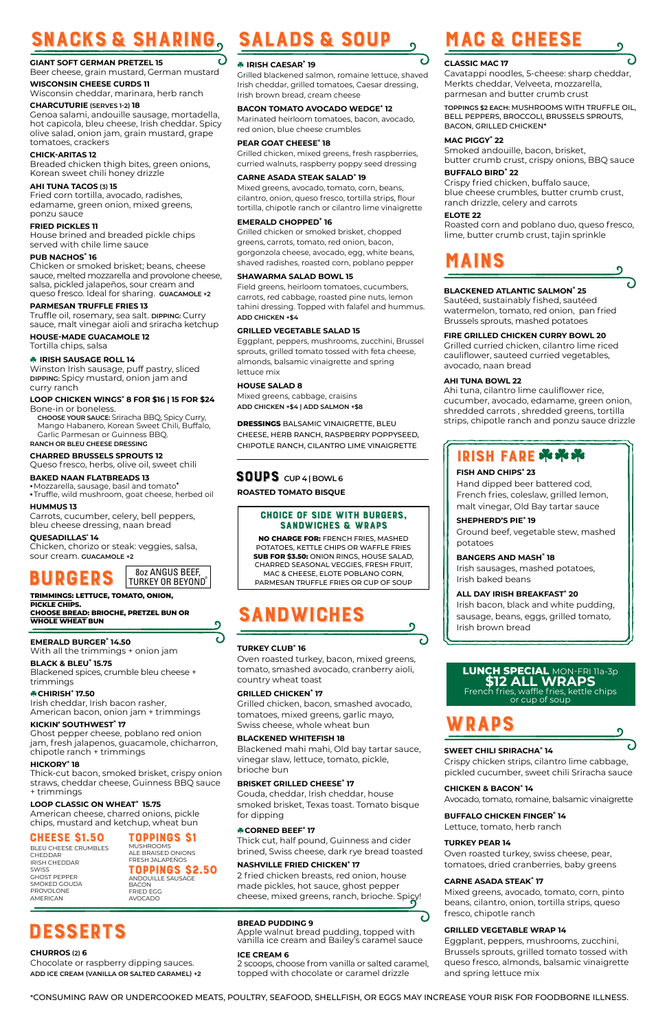# SNACKS & SHARING

**GIANT SOFT GERMAN PRETZEL 15**
Beer cheese, grain mustard, German mustard

**WISCONSIN CHEESE CURDS 11**
Wisconsin cheddar, marinara, herb ranch

**CHARCUTURIE (SERVES 1-2) 18**
Genoa salami, andouille sausage, mortadella, hot capicola, bleu cheese, Irish cheddar. Spicy olive salad, onion jam, grain mustard, grape tomatoes, crackers

**CHICK-ARITAS 12**
Breaded chicken thigh bites, green onions, Korean sweet chili honey drizzle

**AHI TUNA TACOS (3) 15**
Fried corn tortilla, avocado, radishes, edamame, green onion, mixed greens, ponzu sauce

**FRIED PICKLES 11**
House brined and breaded pickle chips served with chile lime sauce

**PUB NACHOS* 16**
Chicken or smoked brisket; beans, cheese sauce, melted mozzarella and provolone cheese, salsa, pickled jalapeños, sour cream and queso fresco. Ideal for sharing. **GUACAMOLE +2**

**PARMESAN TRUFFLE FRIES 13**
Truffle oil, rosemary, sea salt. **DIPPING:** Curry sauce, malt vinegar aioli and sriracha ketchup

**HOUSE-MADE GUACAMOLE 12**
Tortilla chips, salsa

**☘ IRISH SAUSAGE ROLL 14**
Winston Irish sausage, puff pastry, sliced
**DIPPING:** Spicy mustard, onion jam and curry ranch

**LOOP CHICKEN WINGS* 8 FOR $16 | 15 FOR $24**
Bone-in or boneless.
**CHOOSE YOUR SAUCE:** Sriracha BBQ, Spicy Curry, Mango Habanero, Korean Sweet Chili, Buffalo, Garlic Parmesan or Guinness BBQ.
**RANCH OR BLEU CHEESE DRESSING**

**CHARRED BRUSSELS SPROUTS 12**
Queso fresco, herbs, olive oil, sweet chili

**BAKED NAAN FLATBREADS 13**
- Mozzarella, sausage, basil and tomato*
- Truffle, wild mushroom, goat cheese, herbed oil

**HUMMUS 13**
Carrots, cucumber, celery, bell peppers, bleu cheese dressing, naan bread

**QUESADILLAS* 14**
Chicken, chorizo or steak: veggies, salsa, sour cream. **GUACAMOLE +2**

# BURGERS

8oz ANGUS BEEF, TURKEY OR BEYOND®

**TRIMMINGS: LETTUCE, TOMATO, ONION, PICKLE CHIPS.**
**CHOOSE BREAD: BRIOCHE, PRETZEL BUN OR WHOLE WHEAT BUN**

**EMERALD BURGER* 14.50**
With all the trimmings + onion jam

**BLACK & BLEU* 15.75**
Blackened spices, crumble bleu cheese + trimmings

**☘ CHIRISH* 17.50**
Irish cheddar, Irish bacon rasher, American bacon, onion jam + trimmings

**KICKIN' SOUTHWEST* 17**
Ghost pepper cheese, poblano red onion jam, fresh jalapenos, guacamole, chicharron, chipotle ranch + trimmings

**HICKORY* 18**
Thick-cut bacon, smoked brisket, crispy onion straws, cheddar cheese, Guinness BBQ sauce + trimmings

**LOOP CLASSIC ON WHEAT* 15.75**
American cheese, charred onions, pickle chips, mustard and ketchup, wheat bun

## CHEESE $1.50
BLEU CHEESE CRUMBLES
CHEDDAR
IRISH CHEDDAR
SWISS
GHOST PEPPER
SMOKED GOUDA
PROVOLONE
AMERICAN

## TOPPINGS $1
MUSHROOMS
ALE BRAISED ONIONS
FRESH JALAPEÑOS

## TOPPINGS $2.50
ANDOUILLE SAUSAGE
BACON
FRIED EGG
AVOCADO

# SALADS & SOUP

**☘ IRISH CAESAR* 19**
Grilled blackened salmon, romaine lettuce, shaved Irish cheddar, grilled tomatoes, Caesar dressing, Irish brown bread, cream cheese

**BACON TOMATO AVOCADO WEDGE* 12**
Marinated heirloom tomatoes, bacon, avocado, red onion, blue cheese crumbles

**PEAR GOAT CHEESE* 18**
Grilled chicken, mixed greens, fresh raspberries, curried walnuts, raspberry poppy seed dressing

**CARNE ASADA STEAK SALAD* 19**
Mixed greens, avocado, tomato, corn, beans, cilantro, onion, queso fresco, tortilla strips, flour tortilla, chipotle ranch or cilantro lime vinaigrette

**EMERALD CHOPPED* 16**
Grilled chicken or smoked brisket, chopped greens, carrots, tomato, red onion, bacon, gorgonzola cheese, avocado, egg, white beans, shaved radishes, roasted corn, poblano pepper

**SHAWARMA SALAD BOWL 15**
Field greens, heirloom tomatoes, cucumbers, carrots, red cabbage, roasted pine nuts, lemon tahini dressing. Topped with falafel and hummus.
**ADD CHICKEN +$4**

**GRILLED VEGETABLE SALAD 15**
Eggplant, peppers, mushrooms, zucchini, Brussel sprouts, grilled tomato tossed with feta cheese, almonds, balsamic vinaigrette and spring lettuce mix

**HOUSE SALAD 8**
Mixed greens, cabbage, craisins
**ADD CHICKEN +$4 | ADD SALMON +$8**

**DRESSINGS** BALSAMIC VINAIGRETTE, BLEU CHEESE, HERB RANCH, RASPBERRY POPPYSEED, CHIPOTLE RANCH, CILANTRO LIME VINAIGRETTE

## SOUPS CUP 4 | BOWL 6
**ROASTED TOMATO BISQUE**

## CHOICE OF SIDE WITH BURGERS, SANDWICHES & WRAPS
**NO CHARGE FOR:** FRENCH FRIES, MASHED POTATOES, KETTLE CHIPS OR WAFFLE FRIES
**SUB FOR $3.50:** ONION RINGS, HOUSE SALAD, CHARRED SEASONAL VEGGIES, FRESH FRUIT, MAC & CHEESE, ELOTE POBLANO CORN, PARMESAN TRUFFLE FRIES OR CUP OF SOUP

# SANDWICHES

**TURKEY CLUB* 16**
Oven roasted turkey, bacon, mixed greens, tomato, smashed avocado, cranberry aioli, country wheat toast

**GRILLED CHICKEN* 17**
Grilled chicken, bacon, smashed avocado, tomatoes, mixed greens, garlic mayo, Swiss cheese, whole wheat bun

**BLACKENED WHITEFISH 18**
Blackened mahi mahi, Old bay tartar sauce, vinegar slaw, lettuce, tomato, pickle, brioche bun

**BRISKET GRILLED CHEESE* 17**
Gouda, cheddar, Irish cheddar, house smoked brisket, Texas toast. Tomato bisque for dipping

**☘ CORNED BEEF* 17**
Thick cut, half pound, Guinness and cider brined, Swiss cheese, dark rye bread toasted

**NASHVILLE FRIED CHICKEN* 17**
2 fried chicken breasts, red onion, house made pickles, hot sauce, ghost pepper cheese, mixed greens, ranch, brioche. Spicy!

# MAC & CHEESE

**CLASSIC MAC 17**
Cavatappi noodles, 5-cheese: sharp cheddar, Merkts cheddar, Velveeta, mozzarella, parmesan and butter crumb crust

**TOPPINGS $2 EACH: MUSHROOMS WITH TRUFFLE OIL, BELL PEPPERS, BROCCOLI, BRUSSELS SPROUTS, BACON, GRILLED CHICKEN***

**MAC PIGGY* 22**
Smoked andouille, bacon, brisket, butter crumb crust, crispy onions, BBQ sauce

**BUFFALO BIRD* 22**
Crispy fried chicken, buffalo sauce, blue cheese crumbles, butter crumb crust, ranch drizzle, celery and carrots

**ELOTE 22**
Roasted corn and poblano duo, queso fresco, lime, butter crumb crust, tajin sprinkle

# MAINS

**BLACKENED ATLANTIC SALMON* 25**
Sautéed, sustainably fished, sautéed watermelon, tomato, red onion, pan fried Brussels sprouts, mashed potatoes

**FIRE GRILLED CHICKEN CURRY BOWL 20**
Grilled curried chicken, cilantro lime riced cauliflower, sauteed curried vegetables, avocado, naan bread

**AHI TUNA BOWL 22**
Ahi tuna, cilantro lime cauliflower rice, cucumber, avocado, edamame, green onion, shredded carrots , shredded greens, tortilla strips, chipotle ranch and ponzu sauce drizzle

# IRISH FARE ☘☘☘

**FISH AND CHIPS* 23**
Hand dipped beer battered cod, French fries, coleslaw, grilled lemon, malt vinegar, Old Bay tartar sauce

**SHEPHERD'S PIE* 19**
Ground beef, vegetable stew, mashed potatoes

**BANGERS AND MASH* 18**
Irish sausages, mashed potatoes, Irish baked beans

**ALL DAY IRISH BREAKFAST* 20**
Irish bacon, black and white pudding, sausage, beans, eggs, grilled tomato, Irish brown bread

**LUNCH SPECIAL** MON-FRI 11a-3p
**$12 ALL WRAPS**
French fries, waffle fries, kettle chips or cup of soup

# WRAPS

**SWEET CHILI SRIRACHA* 14**
Crispy chicken strips, cilantro lime cabbage, pickled cucumber, sweet chili Sriracha sauce

**CHICKEN & BACON* 14**
Avocado, tomato, romaine, balsamic vinaigrette

**BUFFALO CHICKEN FINGER* 14**
Lettuce, tomato, herb ranch

**TURKEY PEAR 14**
Oven roasted turkey, swiss cheese, pear, tomatoes, dried cranberries, baby greens

**CARNE ASADA STEAK* 17**
Mixed greens, avocado, tomato, corn, pinto beans, cilantro, onion, tortilla strips, queso fresco, chipotle ranch

**GRILLED VEGETABLE WRAP 14**
Eggplant, peppers, mushrooms, zucchini, Brussels sprouts, grilled tomato tossed with queso fresco, almonds, balsamic vinaigrette and spring lettuce mix

# DESSERTS

**CHURROS (2) 6**
Chocolate or raspberry dipping sauces.
**ADD ICE CREAM (VANILLA OR SALTED CARAMEL) +2**

**BREAD PUDDING 9**
Apple walnut bread pudding, topped with vanilla ice cream and Bailey's caramel sauce

**ICE CREAM 6**
2 scoops, choose from vanilla or salted caramel, topped with chocolate or caramel drizzle

*CONSUMING RAW OR UNDERCOOKED MEATS, POULTRY, SEAFOOD, SHELLFISH, OR EGGS MAY INCREASE YOUR RISK FOR FOODBORNE ILLNESS.